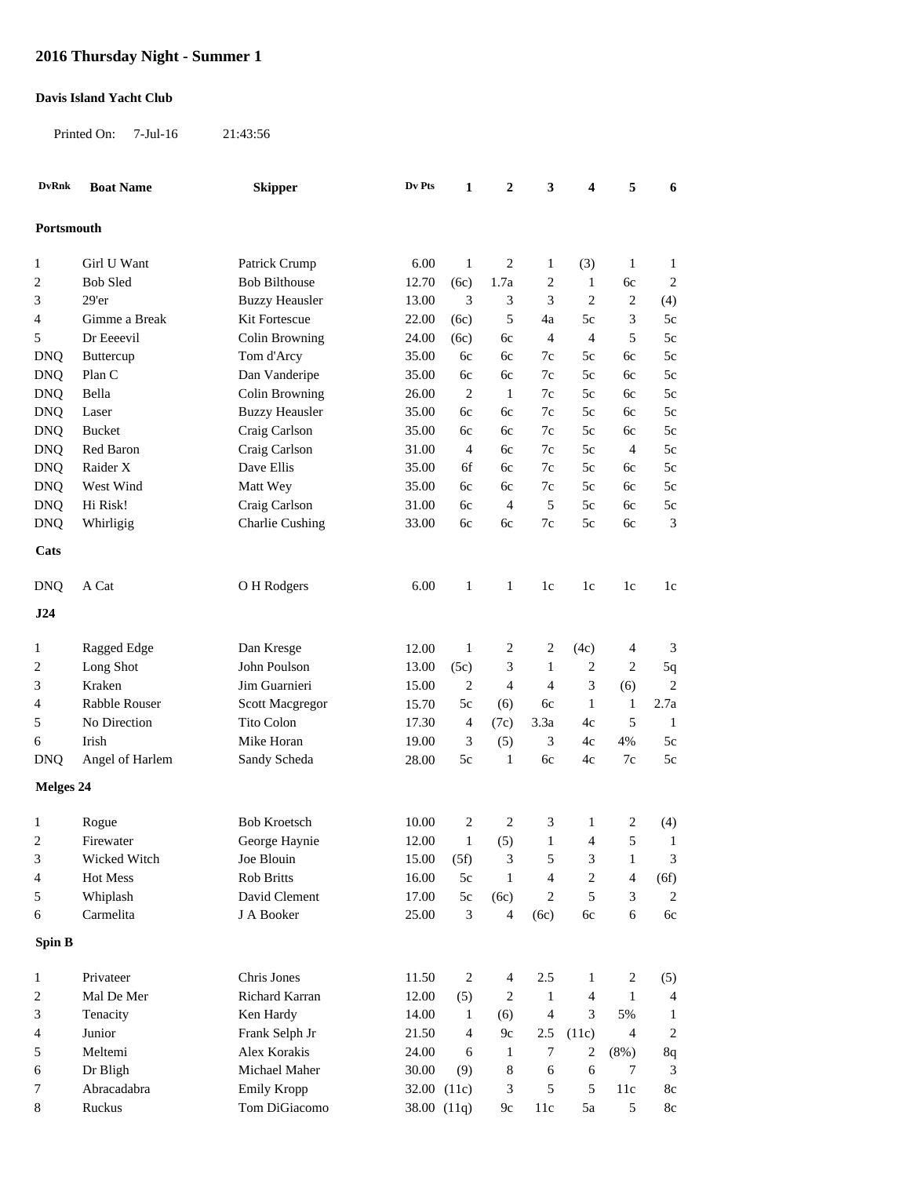# 2016 Thursday Night - Summer 1

**Davis Island Yacht Club**

Printed On: 7-Jul-16 21:43:56

| DvRnk | Boat Name | Skipper | Dv Pts | 1 | 2 | 3 | 4 | 5 | 6 |
|---|---|---|---|---|---|---|---|---|---|
| **Portsmouth** | | | | | | | | | |
| 1 | Girl U Want | Patrick Crump | 6.00 | 1 | 2 | 1 | (3) | 1 | 1 |
| 2 | Bob Sled | Bob Bilthouse | 12.70 | (6c) | 1.7a | 2 | 1 | 6c | 2 |
| 3 | 29'er | Buzzy Heausler | 13.00 | 3 | 3 | 3 | 2 | 2 | (4) |
| 4 | Gimme a Break | Kit Fortescue | 22.00 | (6c) | 5 | 4a | 5c | 3 | 5c |
| 5 | Dr Eeeevil | Colin Browning | 24.00 | (6c) | 6c | 4 | 4 | 5 | 5c |
| DNQ | Buttercup | Tom d'Arcy | 35.00 | 6c | 6c | 7c | 5c | 6c | 5c |
| DNQ | Plan C | Dan Vanderipe | 35.00 | 6c | 6c | 7c | 5c | 6c | 5c |
| DNQ | Bella | Colin Browning | 26.00 | 2 | 1 | 7c | 5c | 6c | 5c |
| DNQ | Laser | Buzzy Heausler | 35.00 | 6c | 6c | 7c | 5c | 6c | 5c |
| DNQ | Bucket | Craig Carlson | 35.00 | 6c | 6c | 7c | 5c | 6c | 5c |
| DNQ | Red Baron | Craig Carlson | 31.00 | 4 | 6c | 7c | 5c | 4 | 5c |
| DNQ | Raider X | Dave Ellis | 35.00 | 6f | 6c | 7c | 5c | 6c | 5c |
| DNQ | West Wind | Matt Wey | 35.00 | 6c | 6c | 7c | 5c | 6c | 5c |
| DNQ | Hi Risk! | Craig Carlson | 31.00 | 6c | 4 | 5 | 5c | 6c | 5c |
| DNQ | Whirligig | Charlie Cushing | 33.00 | 6c | 6c | 7c | 5c | 6c | 3 |
| **Cats** | | | | | | | | | |
| DNQ | A Cat | O H Rodgers | 6.00 | 1 | 1 | 1c | 1c | 1c | 1c |
| **J24** | | | | | | | | | |
| 1 | Ragged Edge | Dan Kresge | 12.00 | 1 | 2 | 2 | (4c) | 4 | 3 |
| 2 | Long Shot | John Poulson | 13.00 | (5c) | 3 | 1 | 2 | 2 | 5q |
| 3 | Kraken | Jim Guarnieri | 15.00 | 2 | 4 | 4 | 3 | (6) | 2 |
| 4 | Rabble Rouser | Scott Macgregor | 15.70 | 5c | (6) | 6c | 1 | 1 | 2.7a |
| 5 | No Direction | Tito Colon | 17.30 | 4 | (7c) | 3.3a | 4c | 5 | 1 |
| 6 | Irish | Mike Horan | 19.00 | 3 | (5) | 3 | 4c | 4% | 5c |
| DNQ | Angel of Harlem | Sandy Scheda | 28.00 | 5c | 1 | 6c | 4c | 7c | 5c |
| **Melges 24** | | | | | | | | | |
| 1 | Rogue | Bob Kroetsch | 10.00 | 2 | 2 | 3 | 1 | 2 | (4) |
| 2 | Firewater | George Haynie | 12.00 | 1 | (5) | 1 | 4 | 5 | 1 |
| 3 | Wicked Witch | Joe Blouin | 15.00 | (5f) | 3 | 5 | 3 | 1 | 3 |
| 4 | Hot Mess | Rob Britts | 16.00 | 5c | 1 | 4 | 2 | 4 | (6f) |
| 5 | Whiplash | David Clement | 17.00 | 5c | (6c) | 2 | 5 | 3 | 2 |
| 6 | Carmelita | J A Booker | 25.00 | 3 | 4 | (6c) | 6c | 6 | 6c |
| **Spin B** | | | | | | | | | |
| 1 | Privateer | Chris Jones | 11.50 | 2 | 4 | 2.5 | 1 | 2 | (5) |
| 2 | Mal De Mer | Richard Karran | 12.00 | (5) | 2 | 1 | 4 | 1 | 4 |
| 3 | Tenacity | Ken Hardy | 14.00 | 1 | (6) | 4 | 3 | 5% | 1 |
| 4 | Junior | Frank Selph Jr | 21.50 | 4 | 9c | 2.5 | (11c) | 4 | 2 |
| 5 | Meltemi | Alex Korakis | 24.00 | 6 | 1 | 7 | 2 | (8%) | 8q |
| 6 | Dr Bligh | Michael Maher | 30.00 | (9) | 8 | 6 | 6 | 7 | 3 |
| 7 | Abracadabra | Emily Kropp | 32.00 | (11c) | 3 | 5 | 5 | 11c | 8c |
| 8 | Ruckus | Tom DiGiacomo | 38.00 | (11q) | 9c | 11c | 5a | 5 | 8c |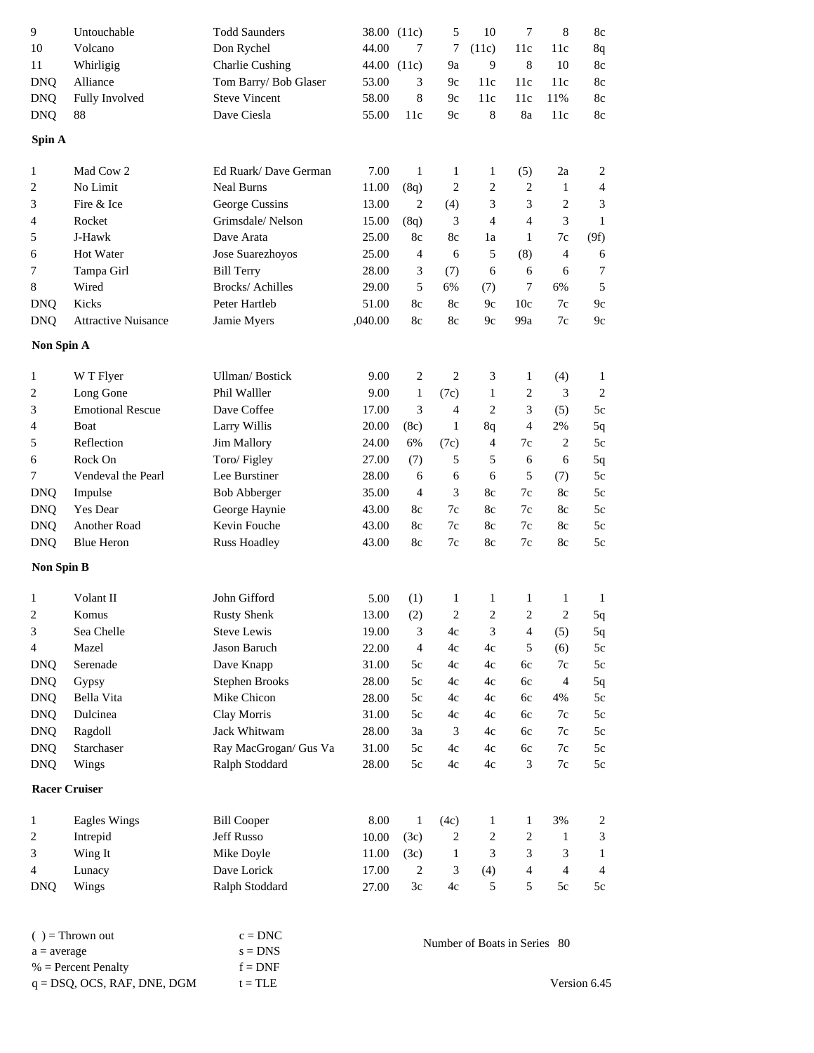| | | | | | | | | | |
|---|---|---|---|---|---|---|---|---|---|
| 9 | Untouchable | Todd Saunders | 38.00 | (11c) | 5 | 10 | 7 | 8 | 8c |
| 10 | Volcano | Don Rychel | 44.00 | 7 | 7 | (11c) | 11c | 11c | 8q |
| 11 | Whirligig | Charlie Cushing | 44.00 | (11c) | 9a | 9 | 8 | 10 | 8c |
| DNQ | Alliance | Tom Barry/ Bob Glaser | 53.00 | 3 | 9c | 11c | 11c | 11c | 8c |
| DNQ | Fully Involved | Steve Vincent | 58.00 | 8 | 9c | 11c | 11c | 11% | 8c |
| DNQ | 88 | Dave Ciesla | 55.00 | 11c | 9c | 8 | 8a | 11c | 8c |

**Spin A**

| | | | | | | | | | |
|---|---|---|---|---|---|---|---|---|---|
| 1 | Mad Cow 2 | Ed Ruark/ Dave German | 7.00 | 1 | 1 | 1 | (5) | 2a | 2 |
| 2 | No Limit | Neal Burns | 11.00 | (8q) | 2 | 2 | 2 | 1 | 4 |
| 3 | Fire & Ice | George Cussins | 13.00 | 2 | (4) | 3 | 3 | 2 | 3 |
| 4 | Rocket | Grimsdale/ Nelson | 15.00 | (8q) | 3 | 4 | 4 | 3 | 1 |
| 5 | J-Hawk | Dave Arata | 25.00 | 8c | 8c | 1a | 1 | 7c | (9f) |
| 6 | Hot Water | Jose Suarezhoyos | 25.00 | 4 | 6 | 5 | (8) | 4 | 6 |
| 7 | Tampa Girl | Bill Terry | 28.00 | 3 | (7) | 6 | 6 | 6 | 7 |
| 8 | Wired | Brocks/ Achilles | 29.00 | 5 | 6% | (7) | 7 | 6% | 5 |
| DNQ | Kicks | Peter Hartleb | 51.00 | 8c | 8c | 9c | 10c | 7c | 9c |
| DNQ | Attractive Nuisance | Jamie Myers | ,040.00 | 8c | 8c | 9c | 99a | 7c | 9c |

**Non Spin A**

| | | | | | | | | | |
|---|---|---|---|---|---|---|---|---|---|
| 1 | W T Flyer | Ullman/ Bostick | 9.00 | 2 | 2 | 3 | 1 | (4) | 1 |
| 2 | Long Gone | Phil Walller | 9.00 | 1 | (7c) | 1 | 2 | 3 | 2 |
| 3 | Emotional Rescue | Dave Coffee | 17.00 | 3 | 4 | 2 | 3 | (5) | 5c |
| 4 | Boat | Larry Willis | 20.00 | (8c) | 1 | 8q | 4 | 2% | 5q |
| 5 | Reflection | Jim Mallory | 24.00 | 6% | (7c) | 4 | 7c | 2 | 5c |
| 6 | Rock On | Toro/ Figley | 27.00 | (7) | 5 | 5 | 6 | 6 | 5q |
| 7 | Vendeval the Pearl | Lee Burstiner | 28.00 | 6 | 6 | 6 | 5 | (7) | 5c |
| DNQ | Impulse | Bob Abberger | 35.00 | 4 | 3 | 8c | 7c | 8c | 5c |
| DNQ | Yes Dear | George Haynie | 43.00 | 8c | 7c | 8c | 7c | 8c | 5c |
| DNQ | Another Road | Kevin Fouche | 43.00 | 8c | 7c | 8c | 7c | 8c | 5c |
| DNQ | Blue Heron | Russ Hoadley | 43.00 | 8c | 7c | 8c | 7c | 8c | 5c |

**Non Spin B**

| | | | | | | | | | |
|---|---|---|---|---|---|---|---|---|---|
| 1 | Volant II | John Gifford | 5.00 | (1) | 1 | 1 | 1 | 1 | 1 |
| 2 | Komus | Rusty Shenk | 13.00 | (2) | 2 | 2 | 2 | 2 | 5q |
| 3 | Sea Chelle | Steve Lewis | 19.00 | 3 | 4c | 3 | 4 | (5) | 5q |
| 4 | Mazel | Jason Baruch | 22.00 | 4 | 4c | 4c | 5 | (6) | 5c |
| DNQ | Serenade | Dave Knapp | 31.00 | 5c | 4c | 4c | 6c | 7c | 5c |
| DNQ | Gypsy | Stephen Brooks | 28.00 | 5c | 4c | 4c | 6c | 4 | 5q |
| DNQ | Bella Vita | Mike Chicon | 28.00 | 5c | 4c | 4c | 6c | 4% | 5c |
| DNQ | Dulcinea | Clay Morris | 31.00 | 5c | 4c | 4c | 6c | 7c | 5c |
| DNQ | Ragdoll | Jack Whitwam | 28.00 | 3a | 3 | 4c | 6c | 7c | 5c |
| DNQ | Starchaser | Ray MacGrogan/ Gus Va | 31.00 | 5c | 4c | 4c | 6c | 7c | 5c |
| DNQ | Wings | Ralph Stoddard | 28.00 | 5c | 4c | 4c | 3 | 7c | 5c |

**Racer Cruiser**

| | | | | | | | | | |
|---|---|---|---|---|---|---|---|---|---|
| 1 | Eagles Wings | Bill Cooper | 8.00 | 1 | (4c) | 1 | 1 | 3% | 2 |
| 2 | Intrepid | Jeff Russo | 10.00 | (3c) | 2 | 2 | 2 | 1 | 3 |
| 3 | Wing It | Mike Doyle | 11.00 | (3c) | 1 | 3 | 3 | 3 | 1 |
| 4 | Lunacy | Dave Lorick | 17.00 | 2 | 3 | (4) | 4 | 4 | 4 |
| DNQ | Wings | Ralph Stoddard | 27.00 | 3c | 4c | 5 | 5 | 5c | 5c |

( ) = Thrown out
a = average
% = Percent Penalty
q = DSQ, OCS, RAF, DNE, DGM

c = DNC
s = DNS
f = DNF
t = TLE

Number of Boats in Series 80

Version 6.45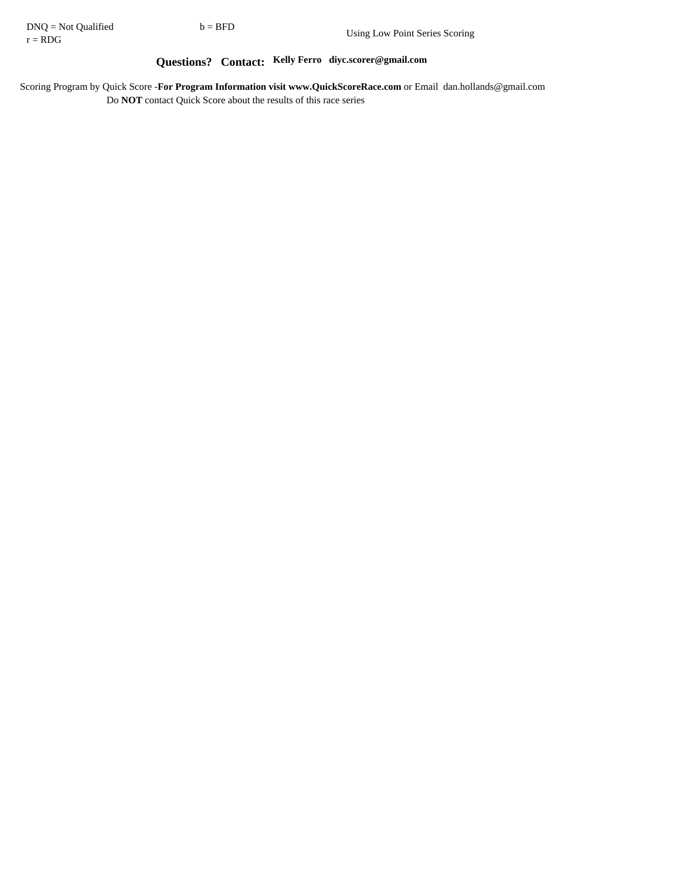DNQ = Not Qualified
r = RDG

b = BFD

Using Low Point Series Scoring

**Questions? Contact:** **Kelly Ferro diyc.scorer@gmail.com**

Scoring Program by Quick Score **-For Program Information visit www.QuickScoreRace.com** or Email dan.hollands@gmail.com
Do **NOT** contact Quick Score about the results of this race series